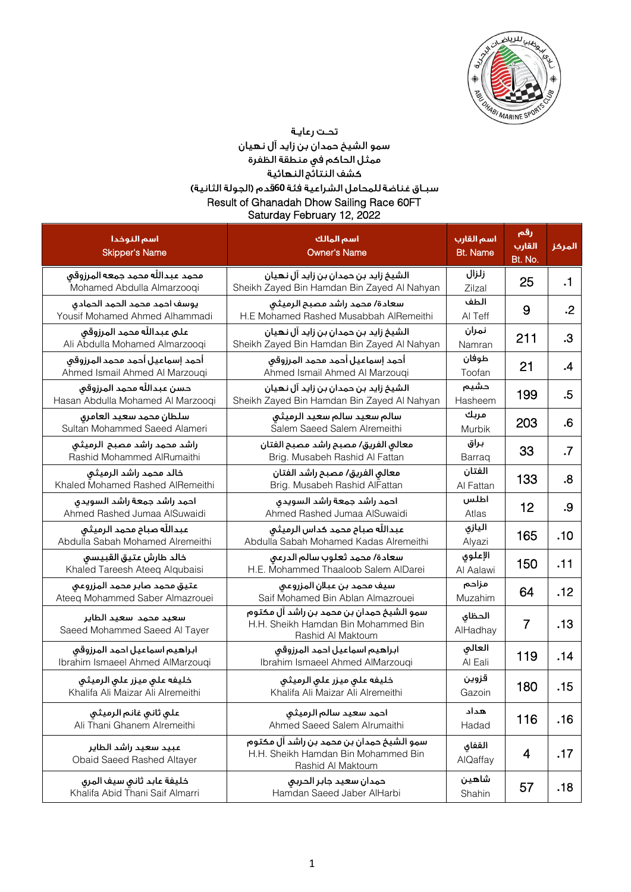تحـت رعـايـة

سمو الشيخ حمدان بن زايد آل نـهـيان

ممثل الحاكم في منطقة الظفرة

كشف النـتائج النـهائية

سبـاق غناضة للمحامل الشراعية فئة 60قدم (الجولة الثانية)

Result of Ghanadah Dhow Sailing Race 60FT

Saturday February 12, 2022

| المركز | رقم القارب Bt. No. | اسم القارب Bt. Name | اسم المالك Owner's Name | اسم النوخذا Skipper's Name |
|---|---|---|---|---|
| .1 | 25 | زلزال Zilzal | الشيخ زايد بن حمدان بن زايد آل نـهيان Sheikh Zayed Bin Hamdan Bin Zayed Al Nahyan | محمد عبدالله محمد جمعه المرزوقي Mohamed Abdulla Almarzooqi |
| .2 | 9 | الطف Al Teff | سعادة/ محمد راشد مصبح الرميثي H.E Mohamed Rashed Musabbah AlRemeithi | يوسف احمد محمد احمد الحمادي Yousif Mohamed Ahmed Alhammadi |
| .3 | 211 | نمران Namran | الشيخ زايد بن حمدان بن زايد آل نـهيان Sheikh Zayed Bin Hamdan Bin Zayed Al Nahyan | علي عبدالله محمد المرزوقي Ali Abdulla Mohamed Almarzooqi |
| .4 | 21 | طوفان Toofan | أحمد إسماعيل أحمد محمد المرزوقي Ahmed Ismail Ahmed Al Marzouqi | أحمد إسماعيل أحمد محمد المرزوقي Ahmed Ismail Ahmed Al Marzouqi |
| .5 | 199 | حشيم Hasheem | الشيخ زايد بن حمدان بن زايد آل نـهيان Sheikh Zayed Bin Hamdan Bin Zayed Al Nahyan | حسن عبدالله محمد المرزوقي Hasan Abdulla Mohamed Al Marzooqi |
| .6 | 203 | مربك Murbik | سالم سعيد سالم سعيد الرميثي Salem Saeed Salem Alremeithi | سلطان محمد سعيد العامري Sultan Mohammed Saeed Alameri |
| .7 | 33 | براق Barraq | معالي الفريق/ مصبح راشد مصبح الفتان Brig. Musabeh Rashid Al Fattan | راشد محمد راشد مصبح الرميثي Rashid Mohammed AlRumaithi |
| .8 | 133 | الفتان Al Fattan | معالي الفريق/ مصبح راشد الفتان Brig. Musabeh Rashid AlFattan | خالد محمد راشد الرميثي Khaled Mohamed Rashed AlRemeithi |
| .9 | 12 | اطلس Atlas | احمد راشد جمعة راشد السويدي Ahmed Rashed Jumaa AlSuwaidi | احمد راشد جمعة راشد السويدي Ahmed Rashed Jumaa AlSuwaidi |
| .10 | 165 | اليازي Alyazi | عبدالله صباح محمد كداس الرميثي Abdulla Sabah Mohamed Kadas Alremeithi | عبدالله صباح محمد الرميثي Abdulla Sabah Mohamed Alremeithi |
| .11 | 150 | الإعلوي Al Aalawi | سعادة/ محمد ثعلوب سالم الدرعي H.E. Mohammed Thaaloob Salem AlDarei | خالد طارش عتيق القبيسي Khaled Tareesh Ateeq Alqubaisi |
| .12 | 64 | مزاحم Muzahim | سيف محمد بن عبلان المزروعي Saif Mohamed Bin Ablan Almazrouei | عتيق محمد صابر محمد المزروعي Ateeq Mohammed Saber Almazrouei |
| .13 | 7 | الحظاي AlHadhay | سمو الشيخ حمدان بن محمد بن راشد آل مكتوم H.H. Sheikh Hamdan Bin Mohammed Bin Rashid Al Maktoum | سعيد محمد سعيد الطاير Saeed Mohammed Saeed Al Tayer |
| .14 | 119 | العالي Al Eali | ابراهيم اسماعيل احمد المرزوقي Ibrahim Ismaeel Ahmed AlMarzouqi | ابراهيم اسماعيل احمد المرزوقي Ibrahim Ismaeel Ahmed AlMarzouqi |
| .15 | 180 | قزوين Gazoin | خليفه علي ميزر علي الرميثي Khalifa Ali Maizar Ali Alremeithi | خليفه علي ميزر علي الرميثي Khalifa Ali Maizar Ali Alremeithi |
| .16 | 116 | هداد Hadad | احمد سعيد سالم الرميثي Ahmed Saeed Salem Alrumaithi | علي ثاني غانم الرميثي Ali Thani Ghanem Alremeithi |
| .17 | 4 | القفاي AlQaffay | سمو الشيخ حمدان بن محمد بن راشد آل مكتوم H.H. Sheikh Hamdan Bin Mohammed Bin Rashid Al Maktoum | عبيد سعيد راشد الطاير Obaid Saeed Rashed Altayer |
| .18 | 57 | شاهين Shahin | حمدان سعيد جابر الحربي Hamdan Saeed Jaber AlHarbi | خليفة عابد ثاني سيف المري Khalifa Abid Thani Saif Almarri |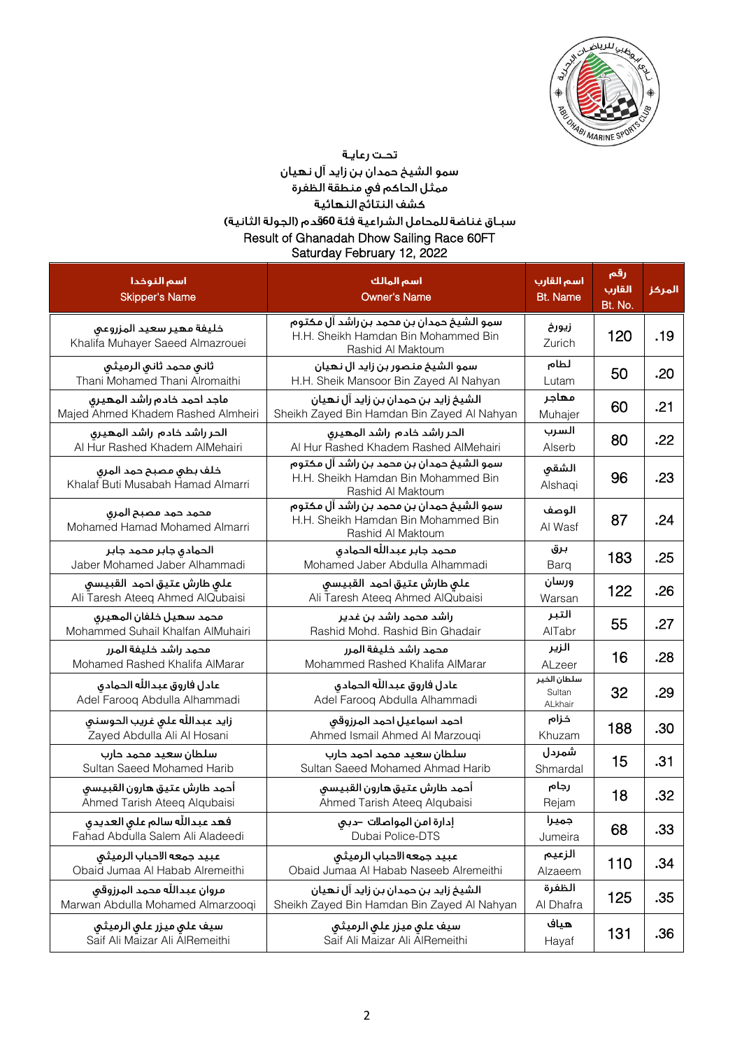تحت رعاية

سمو الشيخ حمدان بن زايد آل نهيان

ممثل الحاكم في منطقة الظفرة

كشف النتائج النهائية

سباق غناضة للمحامل الشراعية فئة 60قدم (الجولة الثانية)

Result of Ghanadah Dhow Sailing Race 60FT

Saturday February 12, 2022

| اسم النوخذا Skipper's Name | اسم المالك Owner's Name | اسم القارب Bt. Name | رقم القارب Bt. No. | المركز |
|---|---|---|---|---|
| خليفة مهير سعيد المزروعي Khalifa Muhayer Saeed Almazrouei | سمو الشيخ حمدان بن محمد بن راشد آل مكتوم H.H. Sheikh Hamdan Bin Mohammed Bin Rashid Al Maktoum | زيورخ Zurich | 120 | .19 |
| ثاني محمد ثاني الرميثي Thani Mohamed Thani Alromaithi | سمو الشيخ منصور بن زايد ال نهيان H.H. Sheik Mansoor Bin Zayed Al Nahyan | لطام Lutam | 50 | .20 |
| ماجد احمد خادم راشد المهيري Majed Ahmed Khadem Rashed Almheiri | الشيخ زايد بن حمدان بن زايد آل نهيان Sheikh Zayed Bin Hamdan Bin Zayed Al Nahyan | مهاجر Muhajer | 60 | .21 |
| الحر راشد خادم راشد المهيري Al Hur Rashed Khadem AlMehairi | الحر راشد خادم راشد المهيري Al Hur Rashed Khadem Rashed AlMehairi | السرب Alserb | 80 | .22 |
| خلف بطي مصبح حمد المري Khalaf Buti Musabah Hamad Almarri | سمو الشيخ حمدان بن محمد بن راشد آل مكتوم H.H. Sheikh Hamdan Bin Mohammed Bin Rashid Al Maktoum | الشقي Alshaqi | 96 | .23 |
| محمد حمد مصبح المري Mohamed Hamad Mohamed Almarri | سمو الشيخ حمدان بن محمد بن راشد آل مكتوم H.H. Sheikh Hamdan Bin Mohammed Bin Rashid Al Maktoum | الوصف Al Wasf | 87 | .24 |
| الحمادي جابر محمد جابر Jaber Mohamed Jaber Alhammadi | محمد جابر عبدالله الحمادي Mohamed Jaber Abdulla Alhammadi | برق Barq | 183 | .25 |
| علي طارش عتيق احمد القبيسي Ali Taresh Ateeq Ahmed AlQubaisi | علي طارش عتيق احمد القبيسي Ali Taresh Ateeq Ahmed AlQubaisi | ورسان Warsan | 122 | .26 |
| محمد سهيل خلفان المهيري Mohammed Suhail Khalfan AlMuhairi | راشد محمد راشد بن غدير Rashid Mohd. Rashid Bin Ghadair | التبر AlTabr | 55 | .27 |
| محمد راشد خليفة المرر Mohamed Rashed Khalifa AlMarar | محمد راشد خليفة المرر Mohammed Rashed Khalifa AlMarar | الزير ALzeer | 16 | .28 |
| عادل فاروق عبدالله الحمادي Adel Farooq Abdulla Alhammadi | عادل فاروق عبدالله الحمادي Adel Farooq Abdulla Alhammadi | سلطان الخير Sultan ALkhair | 32 | .29 |
| زايد عبدالله علي غريب الحوسني Zayed Abdulla Ali Al Hosani | احمد اسماعيل احمد المرزوقي Ahmed Ismail Ahmed Al Marzouqi | خزام Khuzam | 188 | .30 |
| سلطان سعيد محمد حارب Sultan Saeed Mohamed Harib | سلطان سعيد محمد احمد حارب Sultan Saeed Mohamed Ahmad Harib | شمردل Shmardal | 15 | .31 |
| أحمد طارش عتيق هارون القبيسي Ahmed Tarish Ateeq Alqubaisi | أحمد طارش عتيق هارون القبيسي Ahmed Tarish Ateeq Alqubaisi | رجام Rejam | 18 | .32 |
| فهد عبدالله سالم علي العديدي Fahad Abdulla Salem Ali Aladeedi | إدارة امن المواصلات -دبي Dubai Police-DTS | جميرا Jumeira | 68 | .33 |
| عبيد جمعه الاحباب الرميثي Obaid Jumaa Al Habab Alremeithi | عبيد جمعه الاحباب الرميثي Obaid Jumaa Al Habab Naseeb Alremeithi | الزعيم Alzaeem | 110 | .34 |
| مروان عبدالله محمد المرزوقي Marwan Abdulla Mohamed Almarzooqi | الشيخ زايد بن حمدان بن زايد آل نهيان Sheikh Zayed Bin Hamdan Bin Zayed Al Nahyan | الظفرة Al Dhafra | 125 | .35 |
| سيف علي ميزر علي الرميثي Saif Ali Maizar Ali AlRemeithi | سيف علي ميزر علي الرميثي Saif Ali Maizar Ali AlRemeithi | هياف Hayaf | 131 | .36 |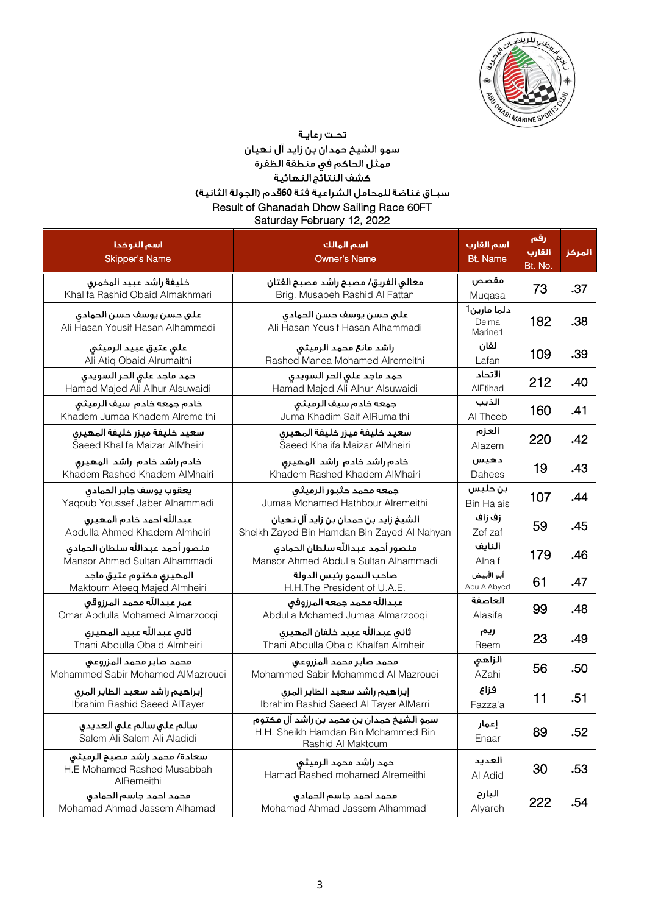تحت رعاية

سمو الشيخ حمدان بن زايد آل نهيان

ممثل الحاكم في منطقة الظفرة

كشف النتائج النهائية

سباق غناضة للمحامل الشراعية فئة 60قدم (الجولة الثانية)

Result of Ghanadah Dhow Sailing Race 60FT

Saturday February 12, 2022

| اسم النوخذا Skipper's Name | اسم المالك Owner's Name | اسم القارب Bt. Name | رقم القارب Bt. No. | المركز |
|---|---|---|---|---|
| خليفة راشد عبيد المخمري Khalifa Rashid Obaid Almakhmari | معالي الفريق/ مصبح راشد مصبح الفتان Brig. Musabeh Rashid Al Fattan | مقصص Muqasa | 73 | .37 |
| علي حسن يوسف حسن الحمادي Ali Hasan Yousif Hasan Alhammadi | علي حسن يوسف حسن الحمادي Ali Hasan Yousif Hasan Alhammadi | دلما مارين1 Delma Marine1 | 182 | .38 |
| علي عتيق عبيد الرميثي Ali Atiq Obaid Alrumaithi | راشد مانع محمد الرميثي Rashed Manea Mohamed Alremeithi | لفان Lafan | 109 | .39 |
| حمد ماجد علي الحر السويدي Hamad Majed Ali Alhur Alsuwaidi | حمد ماجد علي الحر السويدي Hamad Majed Ali Alhur Alsuwaidi | الاتحاد AlEtihad | 212 | .40 |
| خادم جمعه خادم سيف الرميثي Khadem Jumaa Khadem Alremeithi | جمعه خادم سيف الرميثي Juma Khadim Saif AlRumaithi | الذيب Al Theeb | 160 | .41 |
| سعيد خليفة ميزر خليفة المهيري Saeed Khalifa Maizar AlMheiri | سعيد خليفة ميزر خليفة المهيري Saeed Khalifa Maizar AlMheiri | العزم Alazem | 220 | .42 |
| خادم راشد خادم راشد المهيري Khadem Rashed Khadem AlMhairi | خادم راشد خادم راشد المهيري Khadem Rashed Khadem AlMhairi | دهيس Dahees | 19 | .43 |
| يعقوب يوسف جابر الحمادي Yaqoub Youssef Jaber Alhammadi | جمعه محمد حثبور الرميثي Jumaa Mohamed Hathbour Alremeithi | بن حليس Bin Halais | 107 | .44 |
| عبدالله احمد خادم المهيري Abdulla Ahmed Khadem Almheiri | الشيخ زايد بن حمدان بن زايد آل نهيان Sheikh Zayed Bin Hamdan Bin Zayed Al Nahyan | زف زاف Zef zaf | 59 | .45 |
| منصور أحمد عبدالله سلطان الحمادي Mansor Ahmed Sultan Alhammadi | منصور أحمد عبدالله سلطان الحمادي Mansor Ahmed Abdulla Sultan Alhammadi | النايف Alnaif | 179 | .46 |
| المهيري مكتوم عتيق ماجد Maktoum Ateeq Majed Almheiri | صاحب السمو رئيس الدولة H.H.The President of U.A.E. | أبو الأبيض Abu AlAbyed | 61 | .47 |
| عمر عبدالله محمد المرزوقي Omar Abdulla Mohamed Almarzooqi | عبدالله محمد جمعه المرزوقي Abdulla Mohamed Jumaa Almarzooqi | العاصفة Alasifa | 99 | .48 |
| ثاني عبدالله عبيد المهيري Thani Abdulla Obaid Almheiri | ثاني عبدالله عبيد خلفان المهيري Thani Abdulla Obaid Khalfan Almheiri | ريم Reem | 23 | .49 |
| محمد صابر محمد المزروعي Mohammed Sabir Mohamed AlMazrouei | محمد صابر محمد المزروعي Mohammed Sabir Mohammed Al Mazrouei | الزاهي AZahi | 56 | .50 |
| إبراهيم راشد سعيد الطاير المري Ibrahim Rashid Saeed AlTayer | إبراهيم راشد سعيد الطاير المري Ibrahim Rashid Saeed Al Tayer AlMarri | فزاع Fazza'a | 11 | .51 |
| سالم علي سالم علي العديدي Salem Ali Salem Ali Aladidi | سمو الشيخ حمدان بن محمد بن راشد آل مكتوم H.H. Sheikh Hamdan Bin Mohammed Bin Rashid Al Maktoum | إعمار Enaar | 89 | .52 |
| سعادة/ محمد راشد مصبح الرميثي H.E Mohamed Rashed Musabbah AlRemeithi | حمد راشد محمد الرميثي Hamad Rashed mohamed Alremeithi | العديد Al Adid | 30 | .53 |
| محمد احمد جاسم الحمادي Mohamad Ahmad Jassem Alhamadi | محمد احمد جاسم الحمادي Mohamad Ahmad Jassem Alhammadi | اليارح Alyareh | 222 | .54 |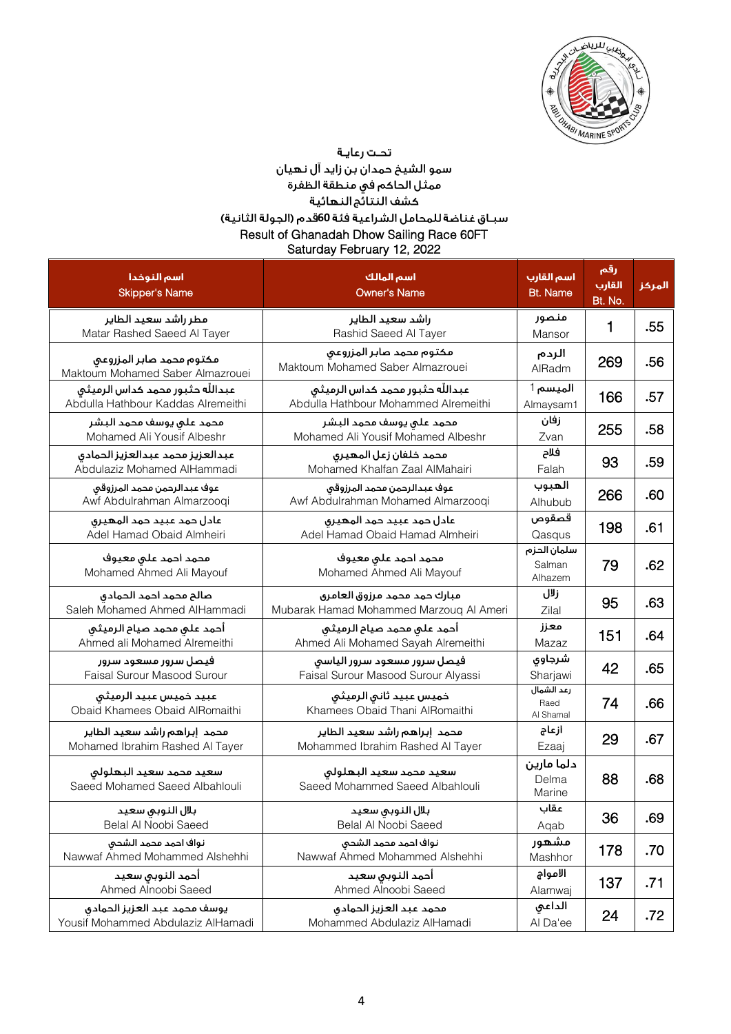تحـت رعـايـة

سمو الشيخ حمدان بن زايد آل نـهـيان

ممثل الحاكم في منطقة الظفرة

كـشـف النـتـائج النـهـائيـة

سبــاق غـناضة للمحامل الشراعيـة فئة 60قـدم (الجـولة الثـانيـة)

Result of Ghanadah Dhow Sailing Race 60FT

Saturday February 12, 2022

| اسم النوخذا<br>Skipper's Name | اسم المالك<br>Owner's Name | اسم القارب<br>Bt. Name | رقم القارب<br>Bt. No. | المركز |
|---|---|---|---|---|
| مطر راشد سعيد الطاير<br>Matar Rashed Saeed Al Tayer | راشد سعيد الطاير<br>Rashid Saeed Al Tayer | منصور<br>Mansor | 1 | .55 |
| مكتوم محمد صابر المزروعي<br>Maktoum Mohamed Saber Almazrouei | مكتوم محمد صابر المزروعي<br>Maktoum Mohamed Saber Almazrouei | الردم<br>AlRadm | 269 | .56 |
| عبدالله حثبور محمد كداس الرميثي<br>Abdulla Hathbour Kaddas Alremeithi | عبدالله حثبور محمد كداس الرميثي<br>Abdulla Hathbour Mohammed Alremeithi | الميسم 1<br>Almaysam1 | 166 | .57 |
| محمد علي يوسف محمد البشر<br>Mohamed Ali Yousif Albeshr | محمد علي يوسف محمد البشر<br>Mohamed Ali Yousif Mohamed Albeshr | زفان<br>Zvan | 255 | .58 |
| عبدالعزيز محمد عبدالعزيز الحمادي<br>Abdulaziz Mohamed AlHammadi | محمد خلفان زعل المهيري<br>Mohamed Khalfan Zaal AlMahairi | فلاح<br>Falah | 93 | .59 |
| عوف عبدالرحمن محمد المرزوقي<br>Awf Abdulrahman Almarzooqi | عوف عبدالرحمن محمد المرزوقي<br>Awf Abdulrahman Mohamed Almarzooqi | الهبوب<br>Alhubub | 266 | .60 |
| عادل حمد عبيد حمد المهيري<br>Adel Hamad Obaid Almheiri | عادل حمد عبيد حمد المهيري<br>Adel Hamad Obaid Hamad Almheiri | قصقوص<br>Qasqus | 198 | .61 |
| محمد احمد علي معيوف<br>Mohamed Ahmed Ali Mayouf | محمد احمد علي معيوف<br>Mohamed Ahmed Ali Mayouf | سلمان الحزم<br>Salman Alhazem | 79 | .62 |
| صالح محمد احمد الحمادي<br>Saleh Mohamed Ahmed AlHammadi | مبارك حمد محمد مرزوق العامري<br>Mubarak Hamad Mohammed Marzouq Al Ameri | زلال<br>Zilal | 95 | .63 |
| أحمد علي محمد صياح الرميثي<br>Ahmed ali Mohamed Alremeithi | أحمد علي محمد صياح الرميثي<br>Ahmed Ali Mohamed Sayah Alremeithi | معزز<br>Mazaz | 151 | .64 |
| فيصل سرور مسعود سرور<br>Faisal Surour Masood Surour | فيصل سرور مسعود سرور الياسي<br>Faisal Surour Masood Surour Alyassi | شرجاوي<br>Sharjawi | 42 | .65 |
| عبيد خميس عبيد الرميثي<br>Obaid Khamees Obaid AlRomaithi | خميس عبيد ثاني الرميثي<br>Khamees Obaid Thani AlRomaithi | رعد الشمال<br>Raed Al Shamal | 74 | .66 |
| محمد إبراهيم راشد سعيد الطاير<br>Mohamed Ibrahim Rashed Al Tayer | محمد إبراهيم راشد سعيد الطاير<br>Mohammed Ibrahim Rashed Al Tayer | ازعاج<br>Ezaaj | 29 | .67 |
| سعيد محمد سعيد البهلولي<br>Saeed Mohamed Saeed Albahlouli | سعيد محمد سعيد البهلولي<br>Saeed Mohammed Saeed Albahlouli | دلما مارين<br>Delma Marine | 88 | .68 |
| بلال النوبي سعيد<br>Belal Al Noobi Saeed | بلال النوبي سعيد<br>Belal Al Noobi Saeed | عقاب<br>Aqab | 36 | .69 |
| نواف احمد محمد الشحي<br>Nawwaf Ahmed Mohammed Alshehhi | نواف احمد محمد الشحي<br>Nawwaf Ahmed Mohammed Alshehhi | مشهور<br>Mashhor | 178 | .70 |
| أحمد النوبي سعيد<br>Ahmed Alnoobi Saeed | أحمد النوبي سعيد<br>Ahmed Alnoobi Saeed | الامواج<br>Alamwaj | 137 | .71 |
| يوسف محمد عبد العزيز الحمادي<br>Yousif Mohammed Abdulaziz AlHamadi | محمد عبد العزيز الحمادي<br>Mohammed Abdulaziz AlHamadi | الداعي<br>Al Da'ee | 24 | .72 |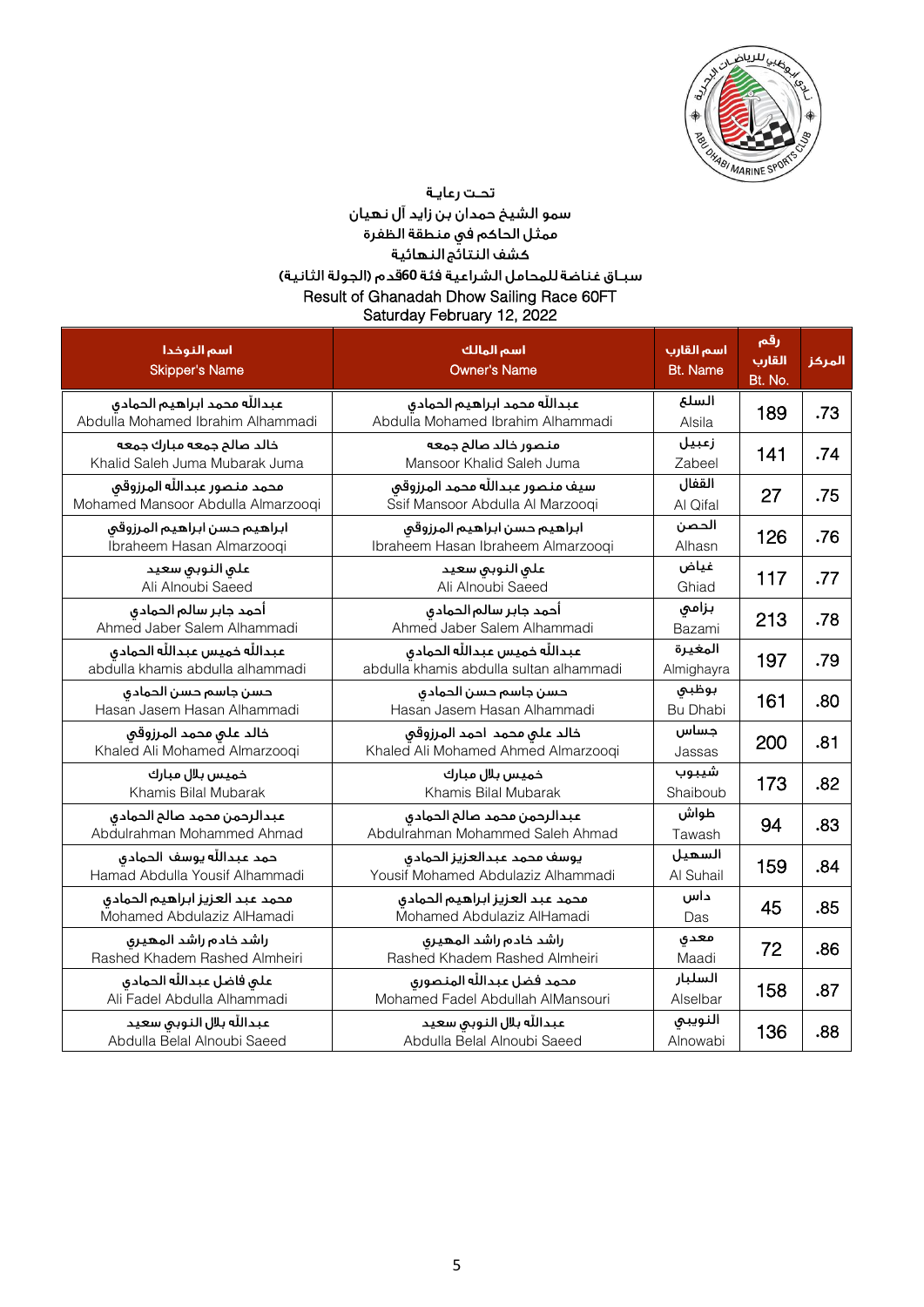تحـت رعـايـة

سمو الشيخ حمدان بن زايد آل نـهيان

ممثل الحاكم في منطقة الظفرة

كشف النـتائج النـهائية

سبـاق غناضة للمحامل الشراعية فئة 60قدم (الجولة الثانية)

Result of Ghanadah Dhow Sailing Race 60FT

Saturday February 12, 2022

| اسم النوخذا<br>Skipper's Name | اسم المالك<br>Owner's Name | اسم القارب<br>Bt. Name | رقم القارب<br>Bt. No. | المركز |
|---|---|---|---|---|
| عبدالله محمد ابراهيم الحمادي<br>Abdulla Mohamed Ibrahim Alhammadi | عبدالله محمد ابراهيم الحمادي<br>Abdulla Mohamed Ibrahim Alhammadi | السلع<br>Alsila | 189 | .73 |
| خالد صالح جمعه مبارك جمعه<br>Khalid Saleh Juma Mubarak Juma | منصور خالد صالح جمعه<br>Mansoor Khalid Saleh Juma | زعبيل<br>Zabeel | 141 | .74 |
| محمد منصور عبدالله المرزوقي<br>Mohamed Mansoor Abdulla Almarzooqi | سيف منصور عبدالله محمد المرزوقي<br>Ssif Mansoor Abdulla Al Marzooqi | القفال<br>Al Qifal | 27 | .75 |
| ابراهيم حسن ابراهيم المرزوقي<br>Ibraheem Hasan Almarzooqi | ابراهيم حسن ابراهيم المرزوقي<br>Ibraheem Hasan Ibraheem Almarzooqi | الحصن<br>Alhasn | 126 | .76 |
| علي النوبي سعيد<br>Ali Alnoubi Saeed | علي النوبي سعيد<br>Ali Alnoubi Saeed | غياض<br>Ghiad | 117 | .77 |
| أحمد جابر سالم الحمادي<br>Ahmed Jaber Salem Alhammadi | أحمد جابر سالم الحمادي<br>Ahmed Jaber Salem Alhammadi | بزامي<br>Bazami | 213 | .78 |
| عبدالله خميس عبدالله الحمادي<br>abdulla khamis abdulla alhammadi | عبدالله خميس عبدالله الحمادي<br>abdulla khamis abdulla sultan alhammadi | المغيرة<br>Almighayra | 197 | .79 |
| حسن جاسم حسن الحمادي<br>Hasan Jasem Hasan Alhammadi | حسن جاسم حسن الحمادي<br>Hasan Jasem Hasan Alhammadi | بوظبي<br>Bu Dhabi | 161 | .80 |
| خالد علي محمد المرزوقي<br>Khaled Ali Mohamed Almarzooqi | خالد علي محمد احمد المرزوقي<br>Khaled Ali Mohamed Ahmed Almarzooqi | جساس<br>Jassas | 200 | .81 |
| خميس بلال مبارك<br>Khamis Bilal Mubarak | خميس بلال مبارك<br>Khamis Bilal Mubarak | شيبوب<br>Shaiboub | 173 | .82 |
| عبدالرحمن محمد صالح الحمادي<br>Abdulrahman Mohammed Ahmad | عبدالرحمن محمد صالح الحمادي<br>Abdulrahman Mohammed Saleh Ahmad | طواش<br>Tawash | 94 | .83 |
| حمد عبدالله يوسف الحمادي<br>Hamad Abdulla Yousif Alhammadi | يوسف محمد عبدالعزيز الحمادي<br>Yousif Mohamed Abdulaziz Alhammadi | السهيل<br>Al Suhail | 159 | .84 |
| محمد عبد العزيز ابراهيم الحمادي<br>Mohamed Abdulaziz AlHamadi | محمد عبد العزيز ابراهيم الحمادي<br>Mohamed Abdulaziz AlHamadi | داس<br>Das | 45 | .85 |
| راشد خادم راشد المهيري<br>Rashed Khadem Rashed Almheiri | راشد خادم راشد المهيري<br>Rashed Khadem Rashed Almheiri | معدي<br>Maadi | 72 | .86 |
| علي فاضل عبدالله الحمادي<br>Ali Fadel Abdulla Alhammadi | محمد فضل عبدالله المنصوري<br>Mohamed Fadel Abdullah AlMansouri | السلبار<br>Alselbar | 158 | .87 |
| عبدالله بلال النوبي سعيد<br>Abdulla Belal Alnoubi Saeed | عبدالله بلال النوبي سعيد<br>Abdulla Belal Alnoubi Saeed | النويبي<br>Alnowabi | 136 | .88 |